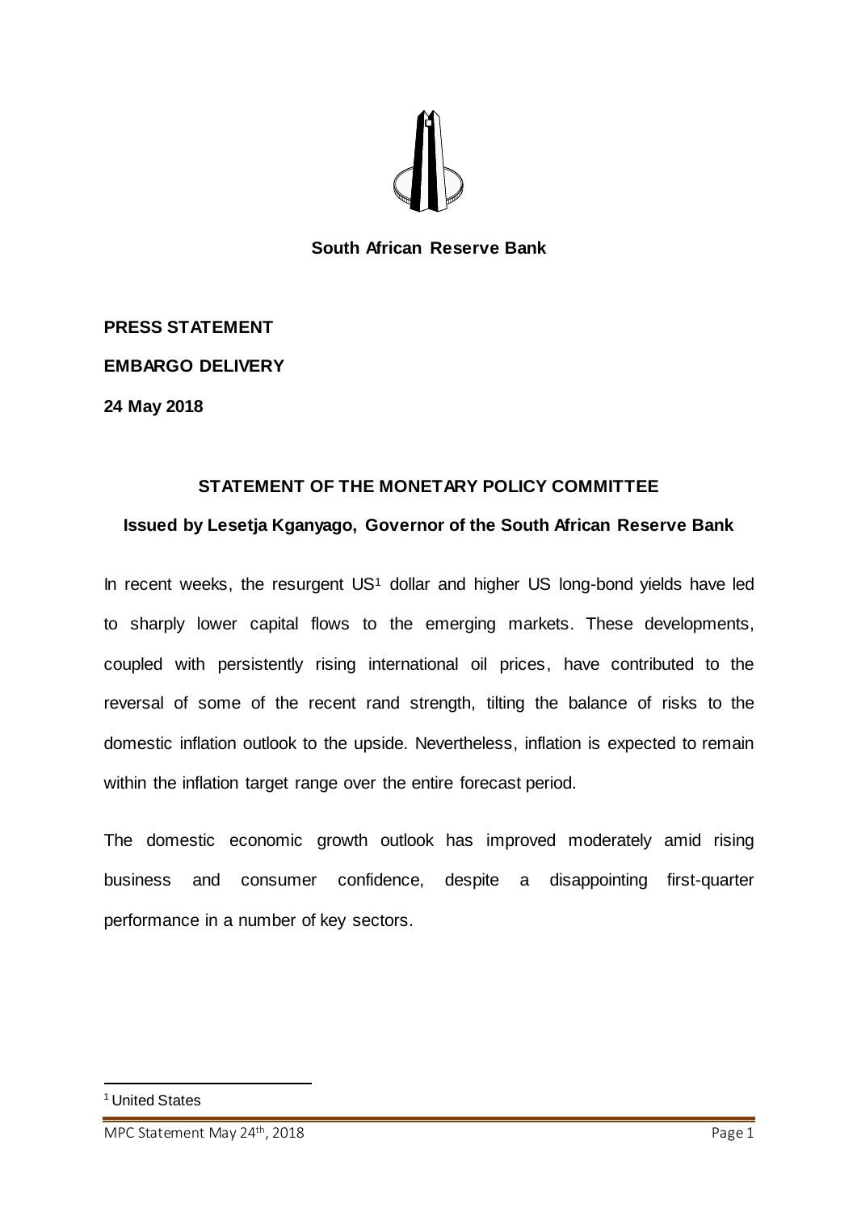**South African Reserve Bank**

**PRESS STATEMENT**

**EMBARGO DELIVERY**

**24 May 2018**

## STATEMENT OF THE MONETARY POLICY COMMITTEE

**Issued by Lesetja Kganyago, Governor of the South African Reserve Bank**

In recent weeks, the resurgent US[1] dollar and higher US long-bond yields have led to sharply lower capital flows to the emerging markets. These developments, coupled with persistently rising international oil prices, have contributed to the reversal of some of the recent rand strength, tilting the balance of risks to the domestic inflation outlook to the upside. Nevertheless, inflation is expected to remain within the inflation target range over the entire forecast period.

The domestic economic growth outlook has improved moderately amid rising business and consumer confidence, despite a disappointing first-quarter performance in a number of key sectors.

[1] United States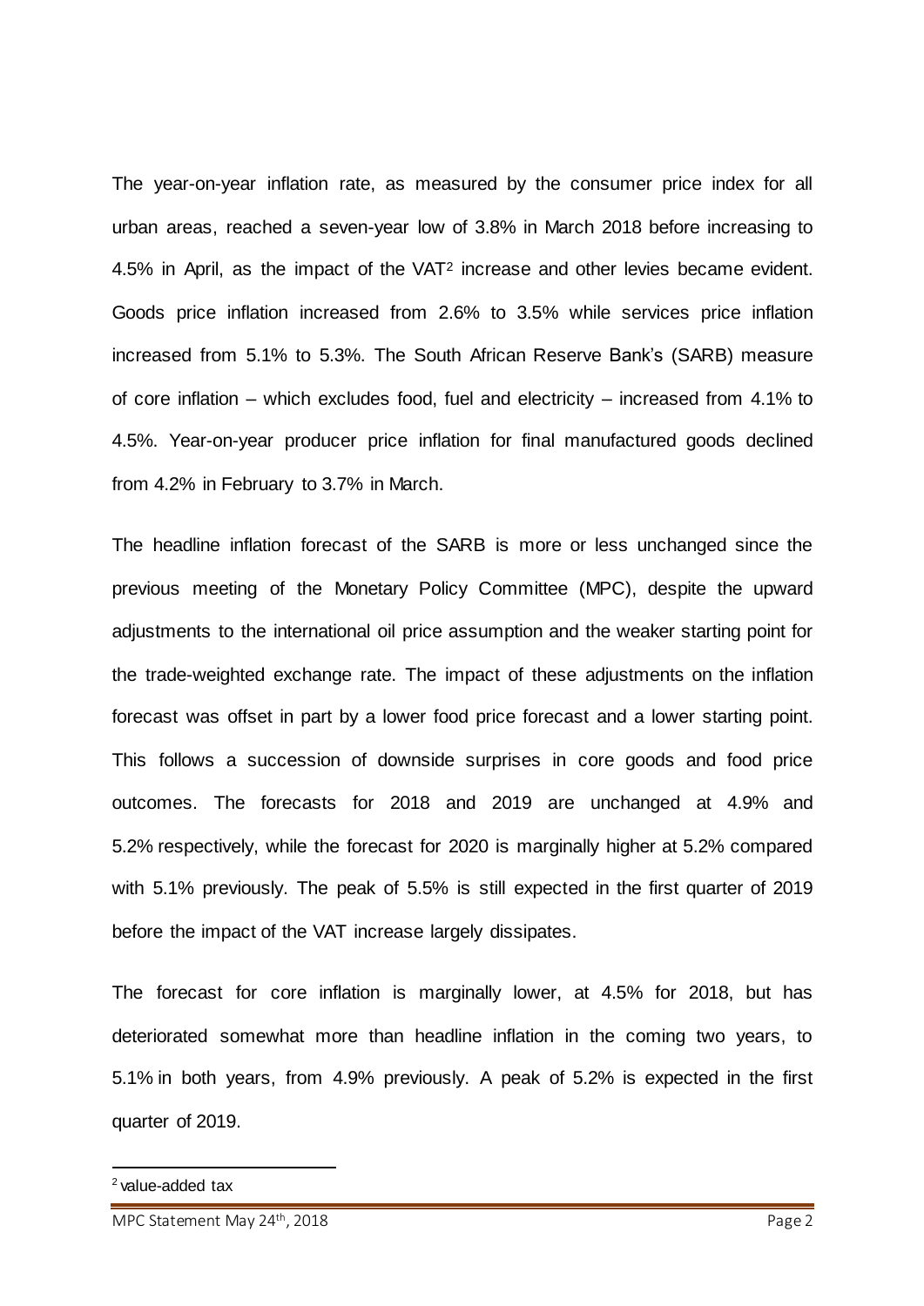The year-on-year inflation rate, as measured by the consumer price index for all urban areas, reached a seven-year low of 3.8% in March 2018 before increasing to 4.5% in April, as the impact of the VAT[2] increase and other levies became evident. Goods price inflation increased from 2.6% to 3.5% while services price inflation increased from 5.1% to 5.3%. The South African Reserve Bank's (SARB) measure of core inflation – which excludes food, fuel and electricity – increased from 4.1% to 4.5%. Year-on-year producer price inflation for final manufactured goods declined from 4.2% in February to 3.7% in March.

The headline inflation forecast of the SARB is more or less unchanged since the previous meeting of the Monetary Policy Committee (MPC), despite the upward adjustments to the international oil price assumption and the weaker starting point for the trade-weighted exchange rate. The impact of these adjustments on the inflation forecast was offset in part by a lower food price forecast and a lower starting point. This follows a succession of downside surprises in core goods and food price outcomes. The forecasts for 2018 and 2019 are unchanged at 4.9% and 5.2% respectively, while the forecast for 2020 is marginally higher at 5.2% compared with 5.1% previously. The peak of 5.5% is still expected in the first quarter of 2019 before the impact of the VAT increase largely dissipates.

The forecast for core inflation is marginally lower, at 4.5% for 2018, but has deteriorated somewhat more than headline inflation in the coming two years, to 5.1% in both years, from 4.9% previously. A peak of 5.2% is expected in the first quarter of 2019.

[2] value-added tax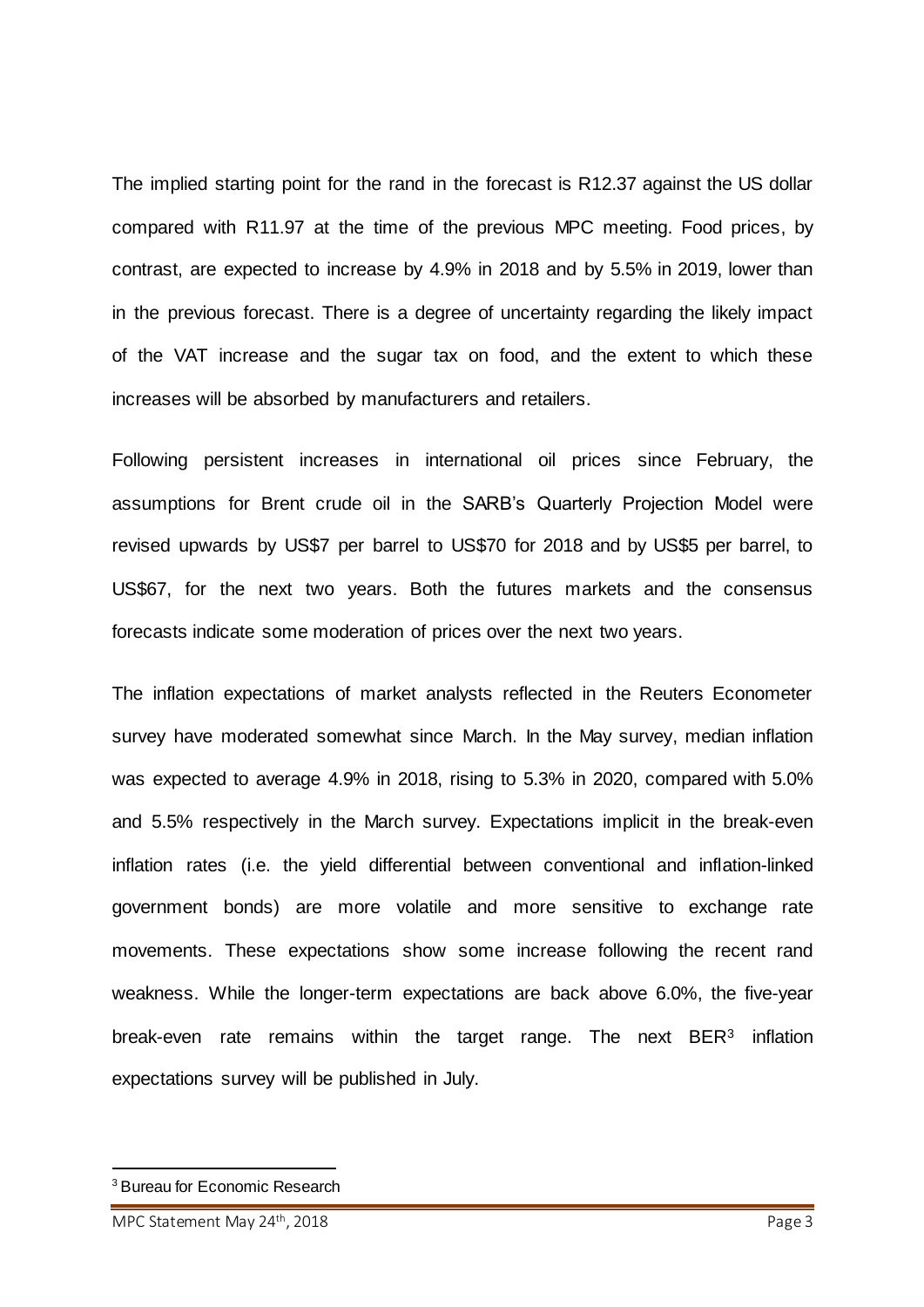The implied starting point for the rand in the forecast is R12.37 against the US dollar compared with R11.97 at the time of the previous MPC meeting. Food prices, by contrast, are expected to increase by 4.9% in 2018 and by 5.5% in 2019, lower than in the previous forecast. There is a degree of uncertainty regarding the likely impact of the VAT increase and the sugar tax on food, and the extent to which these increases will be absorbed by manufacturers and retailers.

Following persistent increases in international oil prices since February, the assumptions for Brent crude oil in the SARB's Quarterly Projection Model were revised upwards by US$7 per barrel to US$70 for 2018 and by US$5 per barrel, to US$67, for the next two years. Both the futures markets and the consensus forecasts indicate some moderation of prices over the next two years.

The inflation expectations of market analysts reflected in the Reuters Econometer survey have moderated somewhat since March. In the May survey, median inflation was expected to average 4.9% in 2018, rising to 5.3% in 2020, compared with 5.0% and 5.5% respectively in the March survey. Expectations implicit in the break-even inflation rates (i.e. the yield differential between conventional and inflation-linked government bonds) are more volatile and more sensitive to exchange rate movements. These expectations show some increase following the recent rand weakness. While the longer-term expectations are back above 6.0%, the five-year break-even rate remains within the target range. The next BER[3] inflation expectations survey will be published in July.

[3] Bureau for Economic Research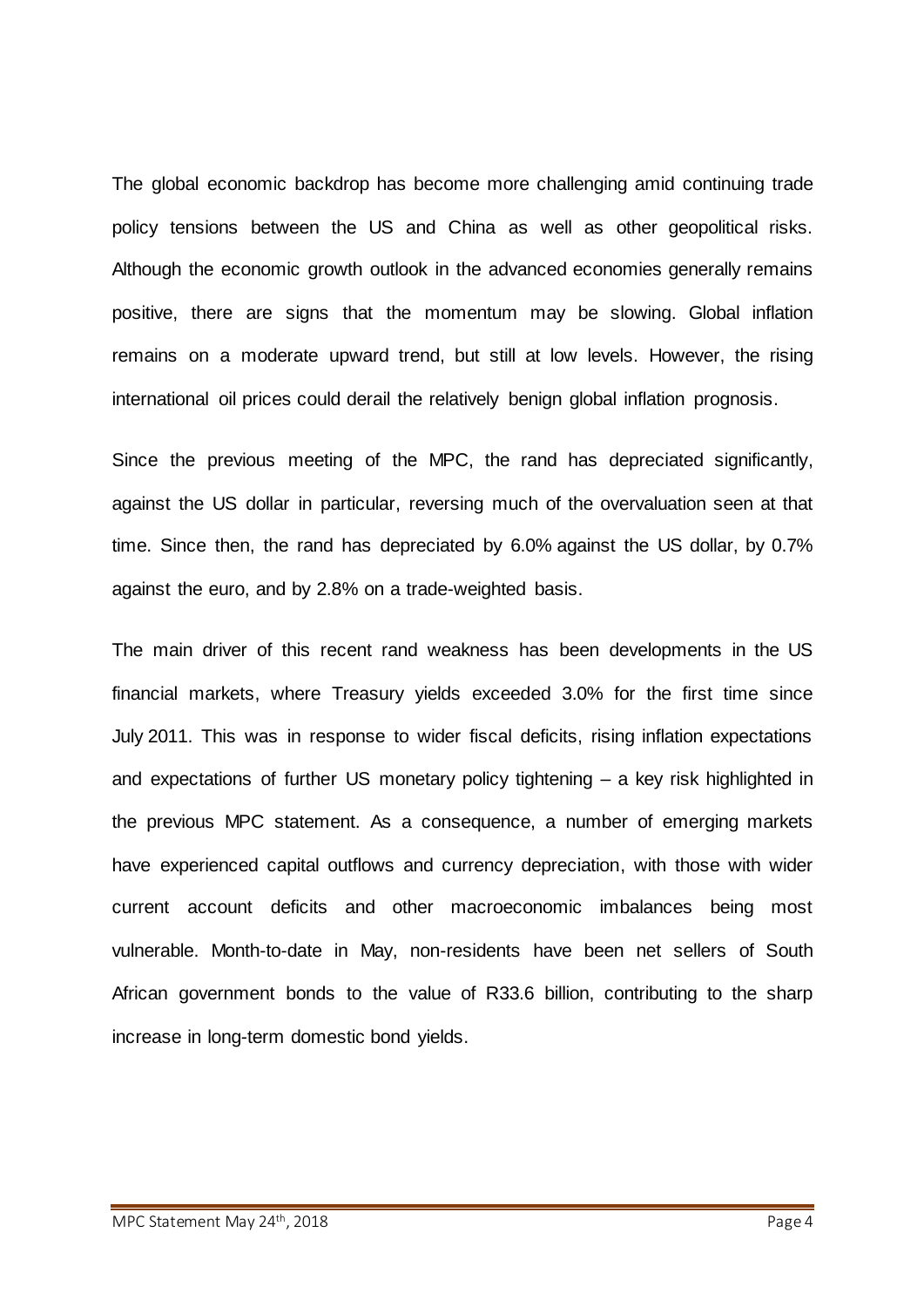The global economic backdrop has become more challenging amid continuing trade policy tensions between the US and China as well as other geopolitical risks. Although the economic growth outlook in the advanced economies generally remains positive, there are signs that the momentum may be slowing. Global inflation remains on a moderate upward trend, but still at low levels. However, the rising international oil prices could derail the relatively benign global inflation prognosis.

Since the previous meeting of the MPC, the rand has depreciated significantly, against the US dollar in particular, reversing much of the overvaluation seen at that time. Since then, the rand has depreciated by 6.0% against the US dollar, by 0.7% against the euro, and by 2.8% on a trade-weighted basis.

The main driver of this recent rand weakness has been developments in the US financial markets, where Treasury yields exceeded 3.0% for the first time since July 2011. This was in response to wider fiscal deficits, rising inflation expectations and expectations of further US monetary policy tightening – a key risk highlighted in the previous MPC statement. As a consequence, a number of emerging markets have experienced capital outflows and currency depreciation, with those with wider current account deficits and other macroeconomic imbalances being most vulnerable. Month-to-date in May, non-residents have been net sellers of South African government bonds to the value of R33.6 billion, contributing to the sharp increase in long-term domestic bond yields.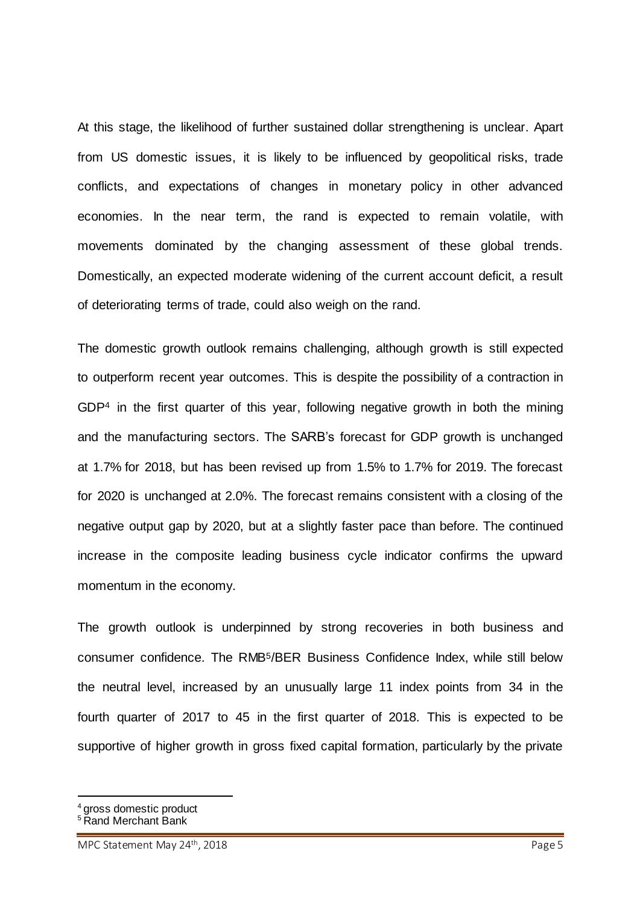At this stage, the likelihood of further sustained dollar strengthening is unclear. Apart from US domestic issues, it is likely to be influenced by geopolitical risks, trade conflicts, and expectations of changes in monetary policy in other advanced economies. In the near term, the rand is expected to remain volatile, with movements dominated by the changing assessment of these global trends. Domestically, an expected moderate widening of the current account deficit, a result of deteriorating terms of trade, could also weigh on the rand.

The domestic growth outlook remains challenging, although growth is still expected to outperform recent year outcomes. This is despite the possibility of a contraction in GDP[4] in the first quarter of this year, following negative growth in both the mining and the manufacturing sectors. The SARB's forecast for GDP growth is unchanged at 1.7% for 2018, but has been revised up from 1.5% to 1.7% for 2019. The forecast for 2020 is unchanged at 2.0%. The forecast remains consistent with a closing of the negative output gap by 2020, but at a slightly faster pace than before. The continued increase in the composite leading business cycle indicator confirms the upward momentum in the economy.

The growth outlook is underpinned by strong recoveries in both business and consumer confidence. The RMB[5]/BER Business Confidence Index, while still below the neutral level, increased by an unusually large 11 index points from 34 in the fourth quarter of 2017 to 45 in the first quarter of 2018. This is expected to be supportive of higher growth in gross fixed capital formation, particularly by the private

[4] gross domestic product

[5] Rand Merchant Bank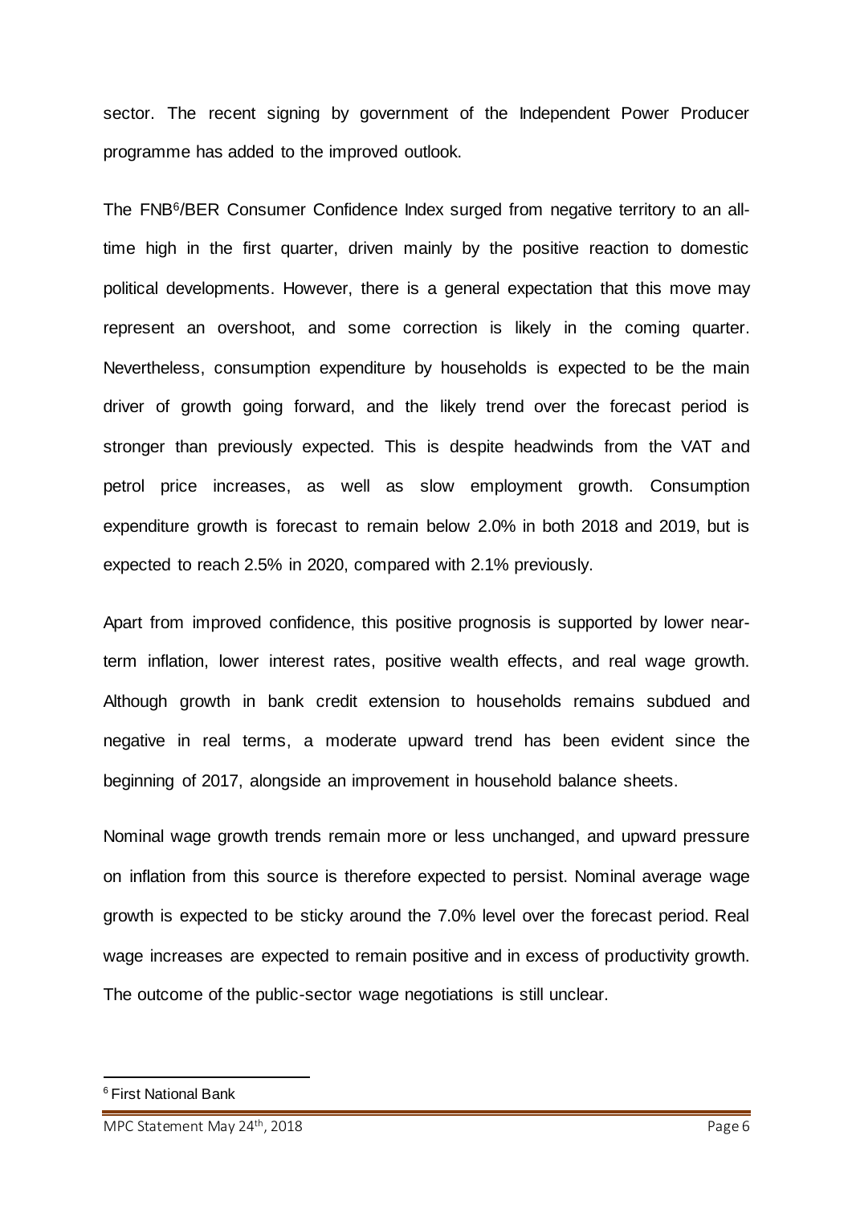sector. The recent signing by government of the Independent Power Producer programme has added to the improved outlook.

The FNB[6]/BER Consumer Confidence Index surged from negative territory to an all-time high in the first quarter, driven mainly by the positive reaction to domestic political developments. However, there is a general expectation that this move may represent an overshoot, and some correction is likely in the coming quarter. Nevertheless, consumption expenditure by households is expected to be the main driver of growth going forward, and the likely trend over the forecast period is stronger than previously expected. This is despite headwinds from the VAT and petrol price increases, as well as slow employment growth. Consumption expenditure growth is forecast to remain below 2.0% in both 2018 and 2019, but is expected to reach 2.5% in 2020, compared with 2.1% previously.

Apart from improved confidence, this positive prognosis is supported by lower near-term inflation, lower interest rates, positive wealth effects, and real wage growth. Although growth in bank credit extension to households remains subdued and negative in real terms, a moderate upward trend has been evident since the beginning of 2017, alongside an improvement in household balance sheets.

Nominal wage growth trends remain more or less unchanged, and upward pressure on inflation from this source is therefore expected to persist. Nominal average wage growth is expected to be sticky around the 7.0% level over the forecast period. Real wage increases are expected to remain positive and in excess of productivity growth. The outcome of the public-sector wage negotiations is still unclear.

[6] First National Bank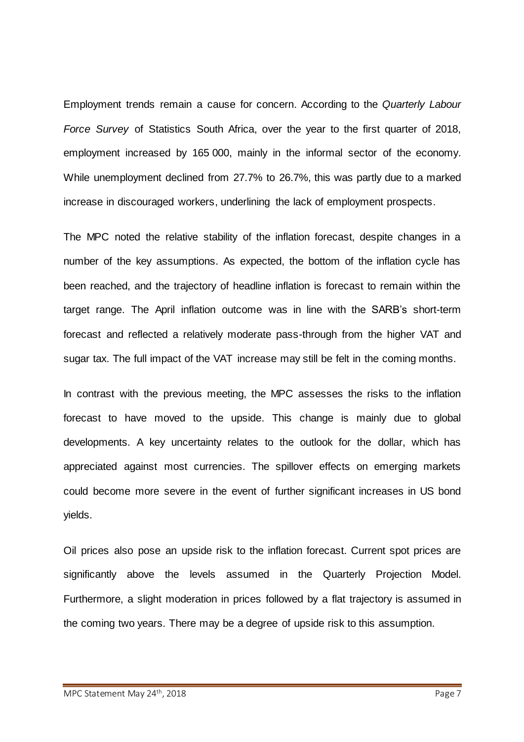Employment trends remain a cause for concern. According to the *Quarterly Labour Force Survey* of Statistics South Africa, over the year to the first quarter of 2018, employment increased by 165 000, mainly in the informal sector of the economy. While unemployment declined from 27.7% to 26.7%, this was partly due to a marked increase in discouraged workers, underlining the lack of employment prospects.

The MPC noted the relative stability of the inflation forecast, despite changes in a number of the key assumptions. As expected, the bottom of the inflation cycle has been reached, and the trajectory of headline inflation is forecast to remain within the target range. The April inflation outcome was in line with the SARB's short-term forecast and reflected a relatively moderate pass-through from the higher VAT and sugar tax. The full impact of the VAT increase may still be felt in the coming months.

In contrast with the previous meeting, the MPC assesses the risks to the inflation forecast to have moved to the upside. This change is mainly due to global developments. A key uncertainty relates to the outlook for the dollar, which has appreciated against most currencies. The spillover effects on emerging markets could become more severe in the event of further significant increases in US bond yields.

Oil prices also pose an upside risk to the inflation forecast. Current spot prices are significantly above the levels assumed in the Quarterly Projection Model. Furthermore, a slight moderation in prices followed by a flat trajectory is assumed in the coming two years. There may be a degree of upside risk to this assumption.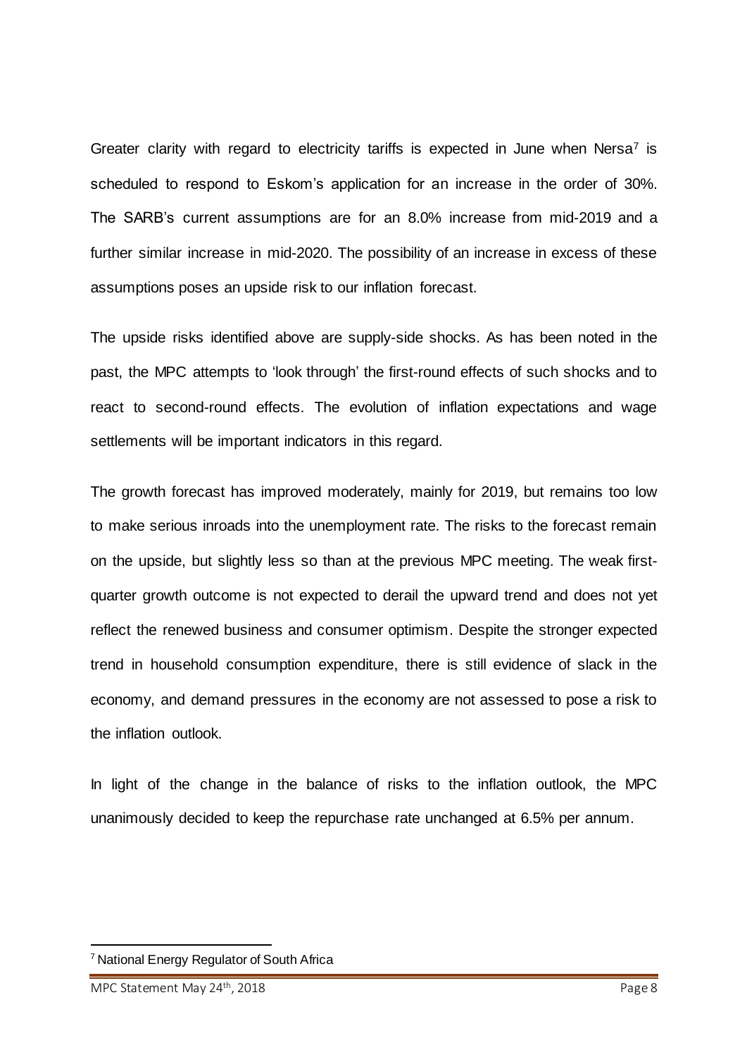Greater clarity with regard to electricity tariffs is expected in June when Nersa[7] is scheduled to respond to Eskom's application for an increase in the order of 30%. The SARB's current assumptions are for an 8.0% increase from mid-2019 and a further similar increase in mid-2020. The possibility of an increase in excess of these assumptions poses an upside risk to our inflation forecast.

The upside risks identified above are supply-side shocks. As has been noted in the past, the MPC attempts to 'look through' the first-round effects of such shocks and to react to second-round effects. The evolution of inflation expectations and wage settlements will be important indicators in this regard.

The growth forecast has improved moderately, mainly for 2019, but remains too low to make serious inroads into the unemployment rate. The risks to the forecast remain on the upside, but slightly less so than at the previous MPC meeting. The weak first-quarter growth outcome is not expected to derail the upward trend and does not yet reflect the renewed business and consumer optimism. Despite the stronger expected trend in household consumption expenditure, there is still evidence of slack in the economy, and demand pressures in the economy are not assessed to pose a risk to the inflation outlook.

In light of the change in the balance of risks to the inflation outlook, the MPC unanimously decided to keep the repurchase rate unchanged at 6.5% per annum.

[7] National Energy Regulator of South Africa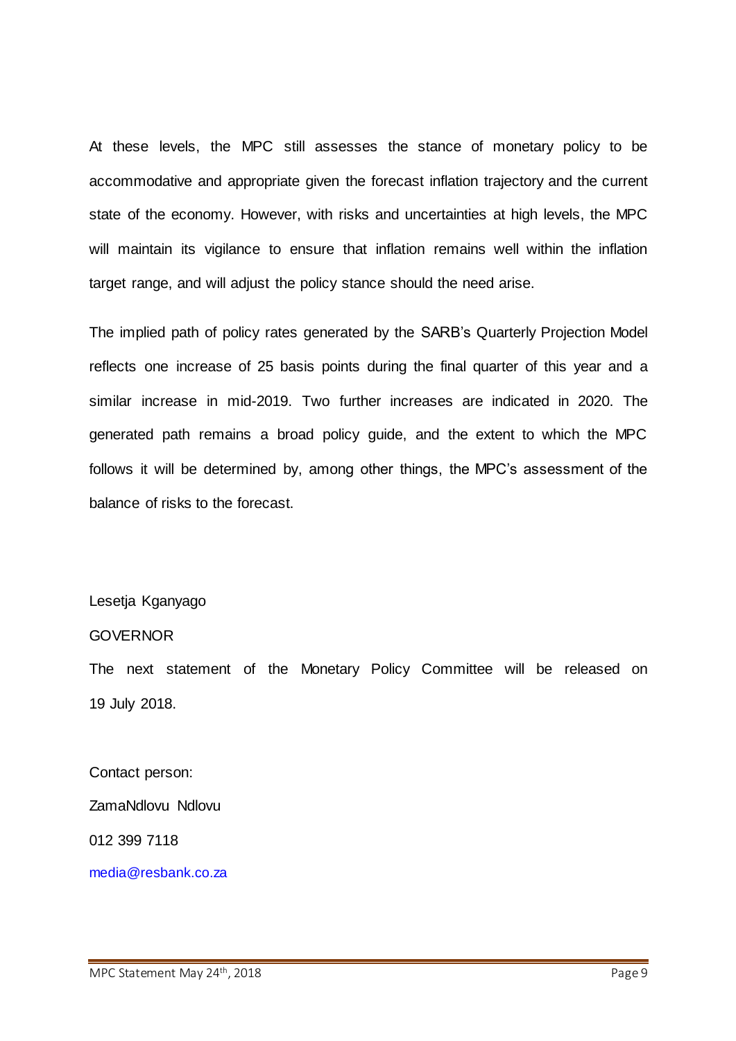At these levels, the MPC still assesses the stance of monetary policy to be accommodative and appropriate given the forecast inflation trajectory and the current state of the economy. However, with risks and uncertainties at high levels, the MPC will maintain its vigilance to ensure that inflation remains well within the inflation target range, and will adjust the policy stance should the need arise.

The implied path of policy rates generated by the SARB's Quarterly Projection Model reflects one increase of 25 basis points during the final quarter of this year and a similar increase in mid-2019. Two further increases are indicated in 2020. The generated path remains a broad policy guide, and the extent to which the MPC follows it will be determined by, among other things, the MPC's assessment of the balance of risks to the forecast.

Lesetja Kganyago

GOVERNOR

The next statement of the Monetary Policy Committee will be released on 19 July 2018.

Contact person:

ZamaNdlovu Ndlovu

012 399 7118

media@resbank.co.za